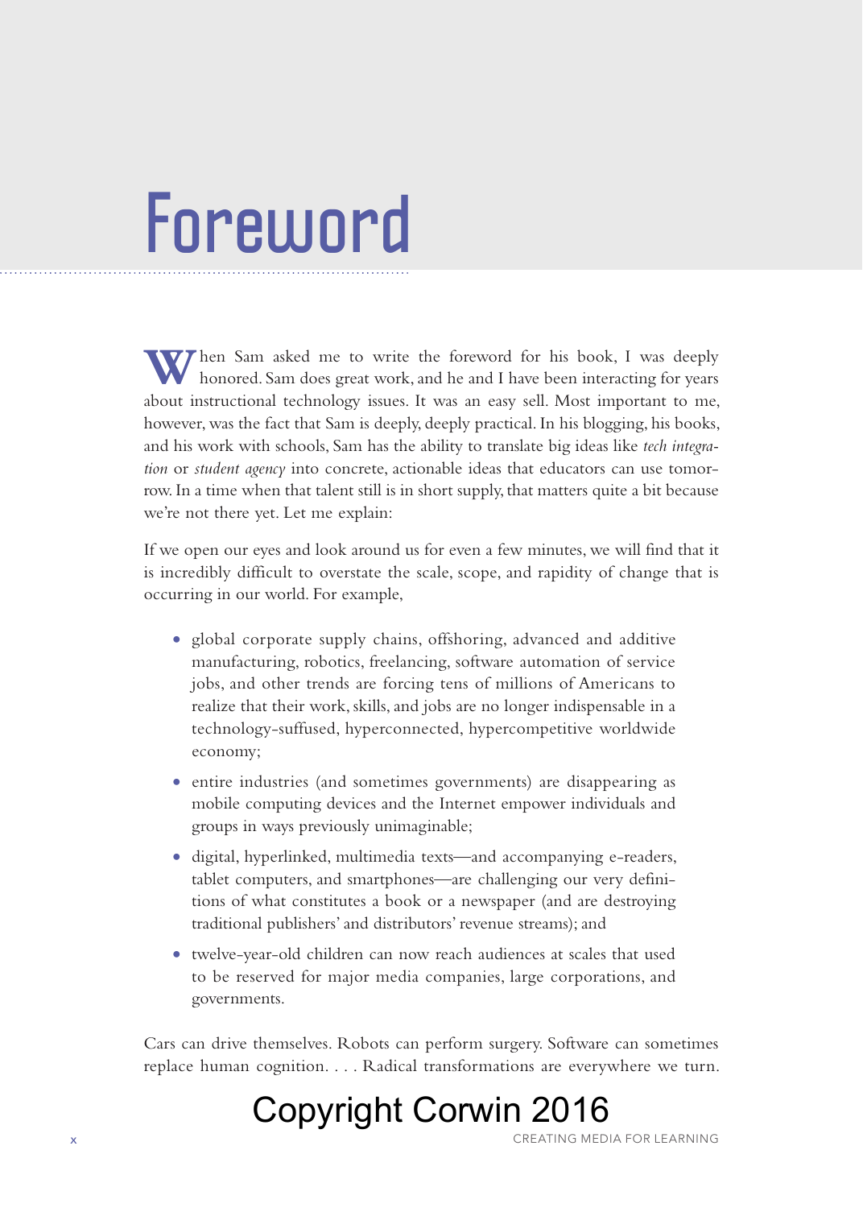# Foreword

When Sam asked me to write the foreword for his book, I was deeply honored. Sam does great work, and he and I have been interacting for years about instructional technology issues. It was an easy sell. Most important to me, however, was the fact that Sam is deeply, deeply practical. In his blogging, his books, and his work with schools, Sam has the ability to translate big ideas like *tech integration* or *student agency* into concrete, actionable ideas that educators can use tomorrow. In a time when that talent still is in short supply, that matters quite a bit because we're not there yet. Let me explain:

If we open our eyes and look around us for even a few minutes, we will find that it is incredibly difficult to overstate the scale, scope, and rapidity of change that is occurring in our world. For example,

- global corporate supply chains, offshoring, advanced and additive manufacturing, robotics, freelancing, software automation of service jobs, and other trends are forcing tens of millions of Americans to realize that their work, skills, and jobs are no longer indispensable in a technology-suffused, hyperconnected, hypercompetitive worldwide economy;
- entire industries (and sometimes governments) are disappearing as mobile computing devices and the Internet empower individuals and groups in ways previously unimaginable;
- digital, hyperlinked, multimedia texts—and accompanying e-readers, tablet computers, and smartphones—are challenging our very definitions of what constitutes a book or a newspaper (and are destroying traditional publishers' and distributors' revenue streams); and
- twelve-year-old children can now reach audiences at scales that used to be reserved for major media companies, large corporations, and governments.

Cars can drive themselves. Robots can perform surgery. Software can sometimes replace human cognition. . . . Radical transformations are everywhere we turn.

Copyright Corwin 2016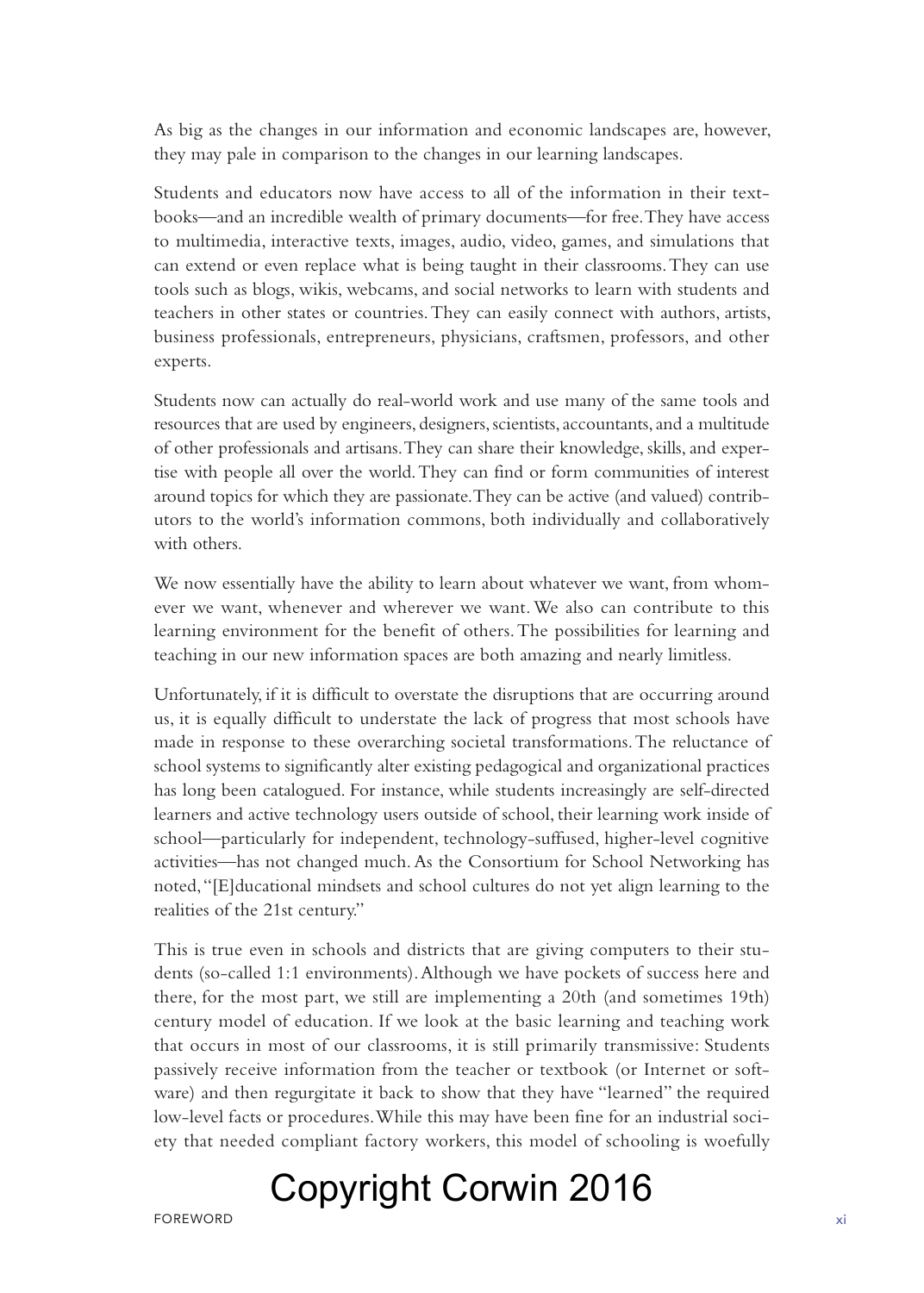As big as the changes in our information and economic landscapes are, however, they may pale in comparison to the changes in our learning landscapes.

Students and educators now have access to all of the information in their textbooks—and an incredible wealth of primary documents—for free. They have access to multimedia, interactive texts, images, audio, video, games, and simulations that can extend or even replace what is being taught in their classrooms. They can use tools such as blogs, wikis, webcams, and social networks to learn with students and teachers in other states or countries. They can easily connect with authors, artists, business professionals, entrepreneurs, physicians, craftsmen, professors, and other experts.

Students now can actually do real-world work and use many of the same tools and resources that are used by engineers, designers, scientists, accountants, and a multitude of other professionals and artisans. They can share their knowledge, skills, and expertise with people all over the world. They can find or form communities of interest around topics for which they are passionate. They can be active (and valued) contributors to the world's information commons, both individually and collaboratively with others.

We now essentially have the ability to learn about whatever we want, from whomever we want, whenever and wherever we want. We also can contribute to this learning environment for the benefit of others. The possibilities for learning and teaching in our new information spaces are both amazing and nearly limitless.

Unfortunately, if it is difficult to overstate the disruptions that are occurring around us, it is equally difficult to understate the lack of progress that most schools have made in response to these overarching societal transformations. The reluctance of school systems to significantly alter existing pedagogical and organizational practices has long been catalogued. For instance, while students increasingly are self-directed learners and active technology users outside of school, their learning work inside of school—particularly for independent, technology-suffused, higher-level cognitive activities—has not changed much. As the Consortium for School Networking has noted, "[E]ducational mindsets and school cultures do not yet align learning to the realities of the 21st century."

This is true even in schools and districts that are giving computers to their students (so-called 1:1 environments). Although we have pockets of success here and there, for the most part, we still are implementing a 20th (and sometimes 19th) century model of education. If we look at the basic learning and teaching work that occurs in most of our classrooms, it is still primarily transmissive: Students passively receive information from the teacher or textbook (or Internet or software) and then regurgitate it back to show that they have "learned" the required low-level facts or procedures. While this may have been fine for an industrial society that needed compliant factory workers, this model of schooling is woefully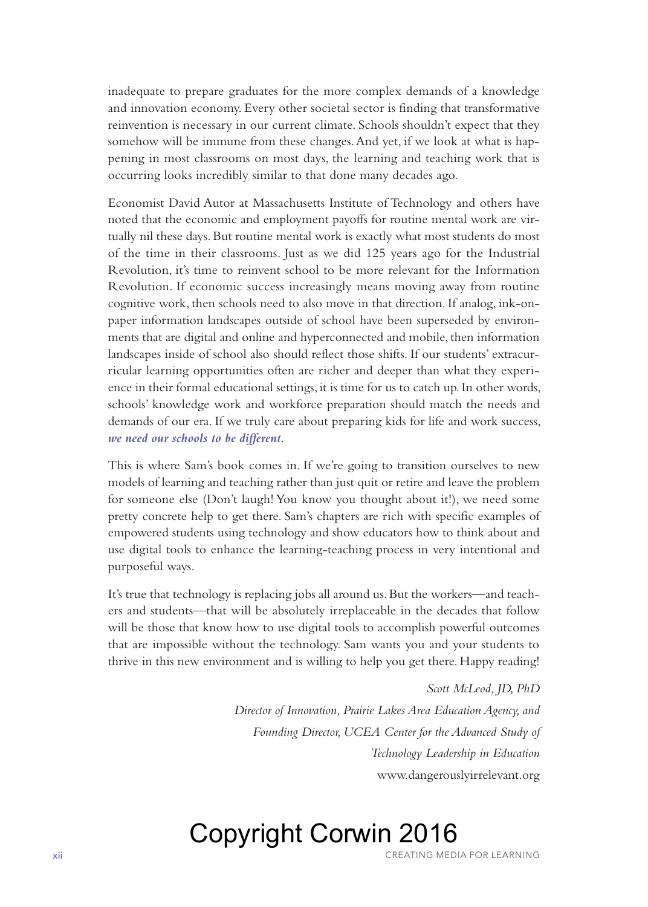inadequate to prepare graduates for the more complex demands of a knowledge and innovation economy. Every other societal sector is finding that transformative reinvention is necessary in our current climate. Schools shouldn't expect that they somehow will be immune from these changes. And yet, if we look at what is happening in most classrooms on most days, the learning and teaching work that is occurring looks incredibly similar to that done many decades ago.

Economist David Autor at Massachusetts Institute of Technology and others have noted that the economic and employment payoffs for routine mental work are virtually nil these days. But routine mental work is exactly what most students do most of the time in their classrooms. Just as we did 125 years ago for the Industrial Revolution, it's time to reinvent school to be more relevant for the Information Revolution. If economic success increasingly means moving away from routine cognitive work, then schools need to also move in that direction. If analog, ink-on-paper information landscapes outside of school have been superseded by environments that are digital and online and hyperconnected and mobile, then information landscapes inside of school also should reflect those shifts. If our students' extracurricular learning opportunities often are richer and deeper than what they experience in their formal educational settings, it is time for us to catch up. In other words, schools' knowledge work and workforce preparation should match the needs and demands of our era. If we truly care about preparing kids for life and work success, ***we need our schools to be different***.

This is where Sam's book comes in. If we're going to transition ourselves to new models of learning and teaching rather than just quit or retire and leave the problem for someone else (Don't laugh! You know you thought about it!), we need some pretty concrete help to get there. Sam's chapters are rich with specific examples of empowered students using technology and show educators how to think about and use digital tools to enhance the learning-teaching process in very intentional and purposeful ways.

It's true that technology is replacing jobs all around us. But the workers—and teachers and students—that will be absolutely irreplaceable in the decades that follow will be those that know how to use digital tools to accomplish powerful outcomes that are impossible without the technology. Sam wants you and your students to thrive in this new environment and is willing to help you get there. Happy reading!

*Scott McLeod, JD, PhD*

*Director of Innovation, Prairie Lakes Area Education Agency, and*
*Founding Director, UCEA Center for the Advanced Study of Technology Leadership in Education*

www.dangerouslyirrelevant.org

Copyright Corwin 2016